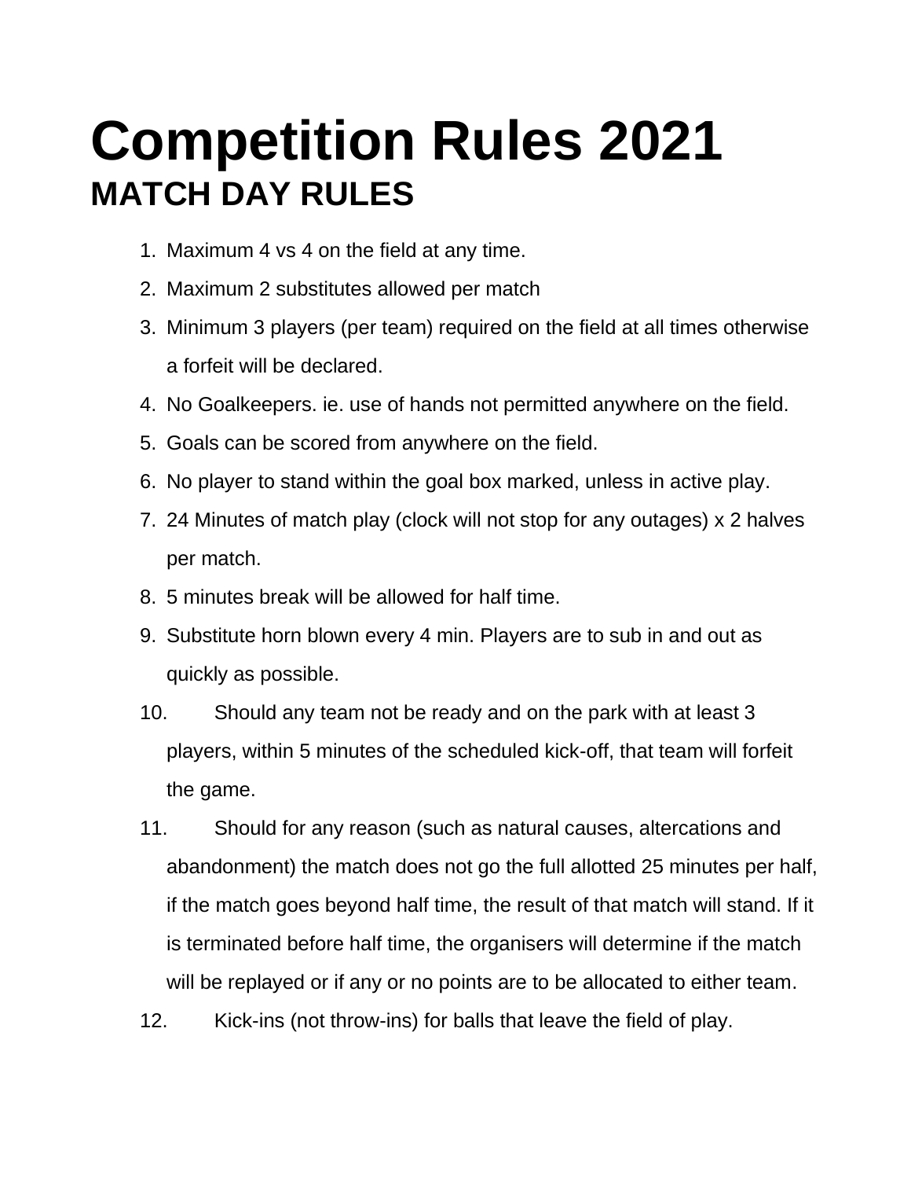# Competition Rules 2021

## MATCH DAY RULES

1. Maximum 4 vs 4 on the field at any time.
2. Maximum 2 substitutes allowed per match
3. Minimum 3 players (per team) required on the field at all times otherwise a forfeit will be declared.
4. No Goalkeepers. ie. use of hands not permitted anywhere on the field.
5. Goals can be scored from anywhere on the field.
6. No player to stand within the goal box marked, unless in active play.
7. 24 Minutes of match play (clock will not stop for any outages) x 2 halves per match.
8. 5 minutes break will be allowed for half time.
9. Substitute horn blown every 4 min. Players are to sub in and out as quickly as possible.
10. Should any team not be ready and on the park with at least 3 players, within 5 minutes of the scheduled kick-off, that team will forfeit the game.
11. Should for any reason (such as natural causes, altercations and abandonment) the match does not go the full allotted 25 minutes per half, if the match goes beyond half time, the result of that match will stand. If it is terminated before half time, the organisers will determine if the match will be replayed or if any or no points are to be allocated to either team.
12. Kick-ins (not throw-ins) for balls that leave the field of play.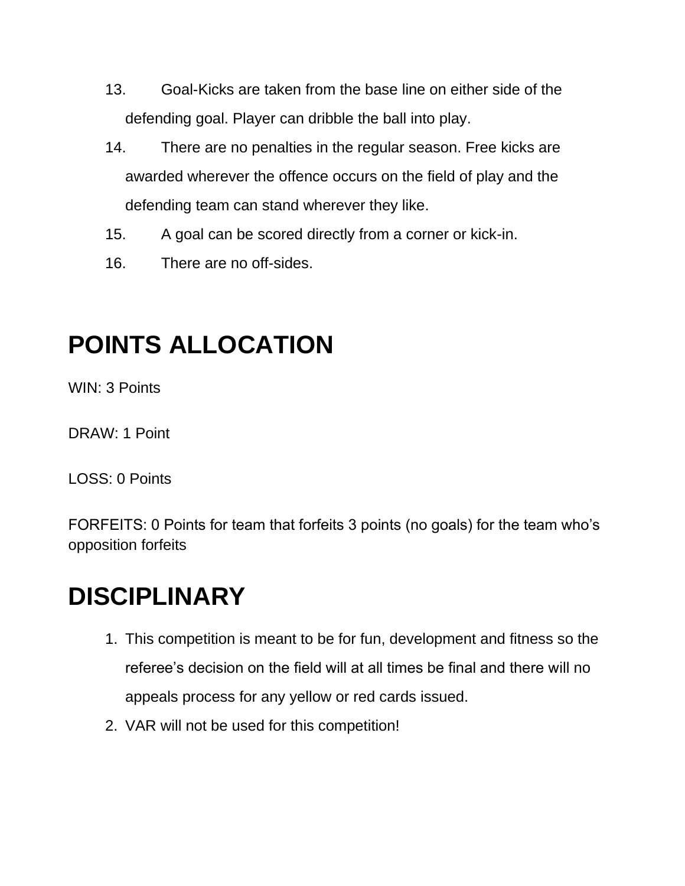13. Goal-Kicks are taken from the base line on either side of the defending goal. Player can dribble the ball into play.
14. There are no penalties in the regular season. Free kicks are awarded wherever the offence occurs on the field of play and the defending team can stand wherever they like.
15. A goal can be scored directly from a corner or kick-in.
16. There are no off-sides.

# POINTS ALLOCATION

WIN: 3 Points

DRAW: 1 Point

LOSS: 0 Points

FORFEITS: 0 Points for team that forfeits 3 points (no goals) for the team who's opposition forfeits

# DISCIPLINARY

1. This competition is meant to be for fun, development and fitness so the referee's decision on the field will at all times be final and there will no appeals process for any yellow or red cards issued.
2. VAR will not be used for this competition!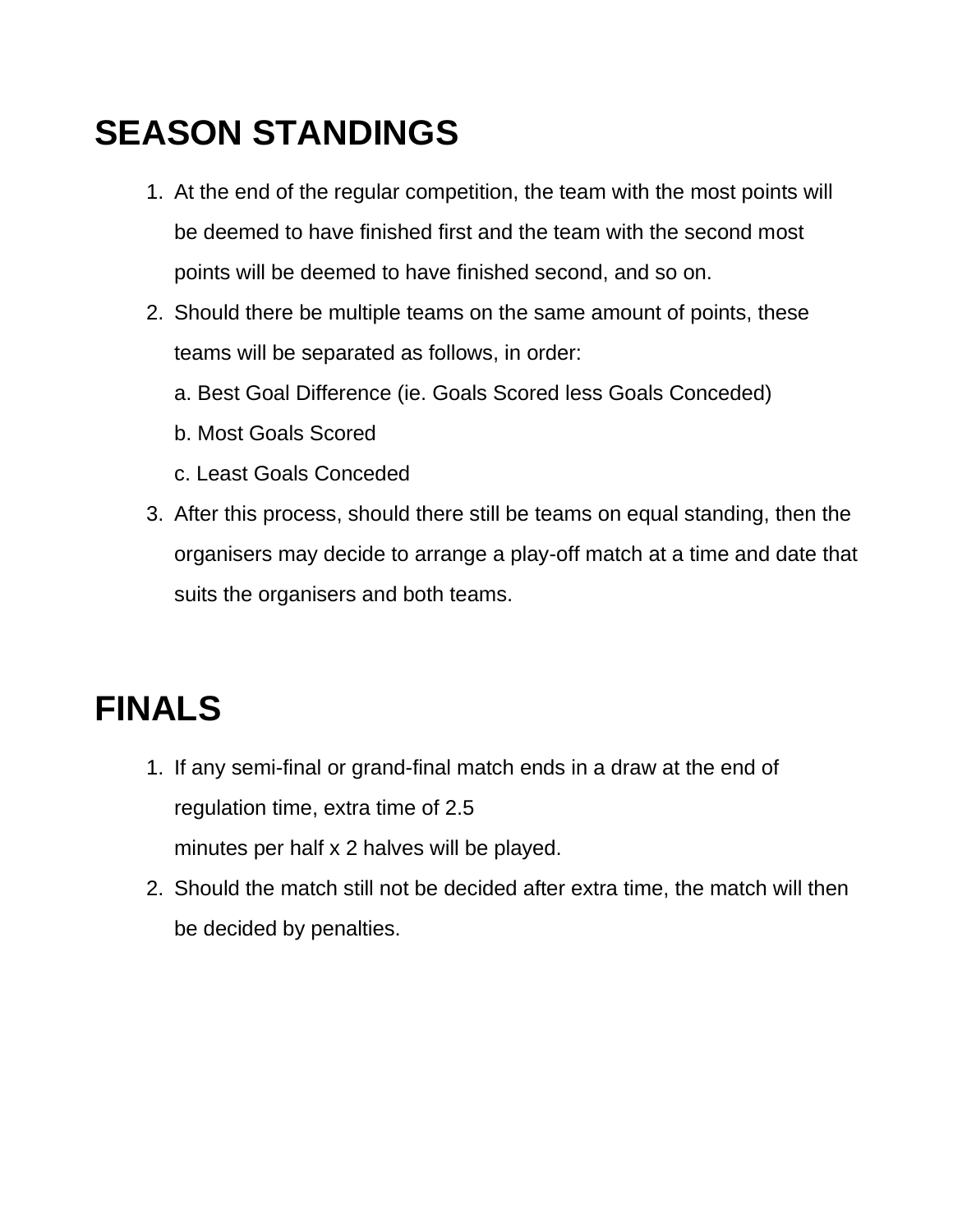# SEASON STANDINGS

1. At the end of the regular competition, the team with the most points will be deemed to have finished first and the team with the second most points will be deemed to have finished second, and so on.
2. Should there be multiple teams on the same amount of points, these teams will be separated as follows, in order:
   a. Best Goal Difference (ie. Goals Scored less Goals Conceded)
   b. Most Goals Scored
   c. Least Goals Conceded
3. After this process, should there still be teams on equal standing, then the organisers may decide to arrange a play-off match at a time and date that suits the organisers and both teams.

# FINALS

1. If any semi-final or grand-final match ends in a draw at the end of regulation time, extra time of 2.5 minutes per half x 2 halves will be played.
2. Should the match still not be decided after extra time, the match will then be decided by penalties.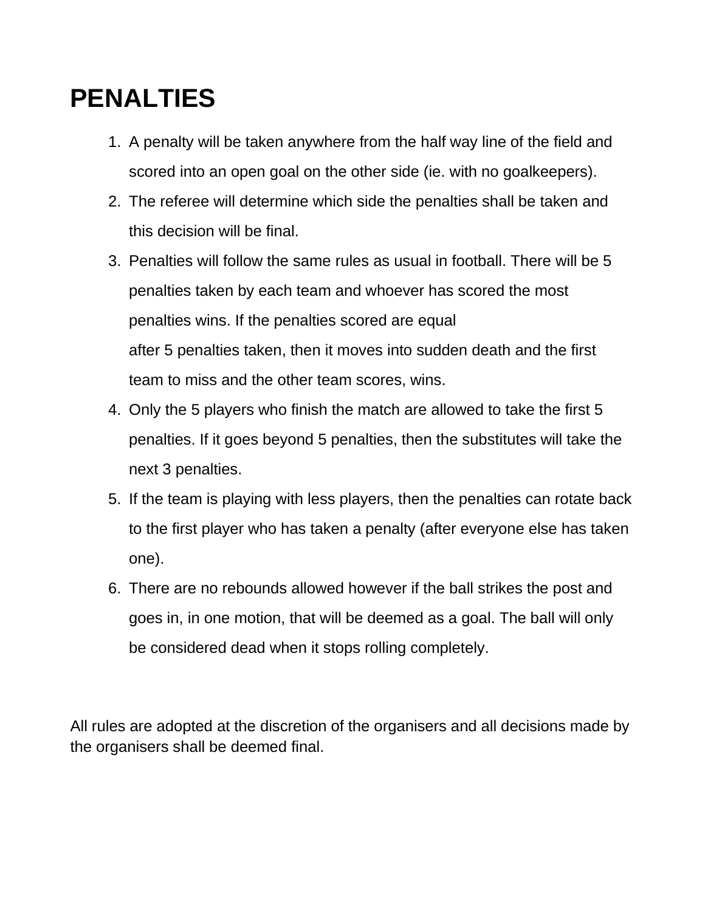# PENALTIES

1. A penalty will be taken anywhere from the half way line of the field and scored into an open goal on the other side (ie. with no goalkeepers).
2. The referee will determine which side the penalties shall be taken and this decision will be final.
3. Penalties will follow the same rules as usual in football. There will be 5 penalties taken by each team and whoever has scored the most penalties wins. If the penalties scored are equal after 5 penalties taken, then it moves into sudden death and the first team to miss and the other team scores, wins.
4. Only the 5 players who finish the match are allowed to take the first 5 penalties. If it goes beyond 5 penalties, then the substitutes will take the next 3 penalties.
5. If the team is playing with less players, then the penalties can rotate back to the first player who has taken a penalty (after everyone else has taken one).
6. There are no rebounds allowed however if the ball strikes the post and goes in, in one motion, that will be deemed as a goal. The ball will only be considered dead when it stops rolling completely.

All rules are adopted at the discretion of the organisers and all decisions made by the organisers shall be deemed final.